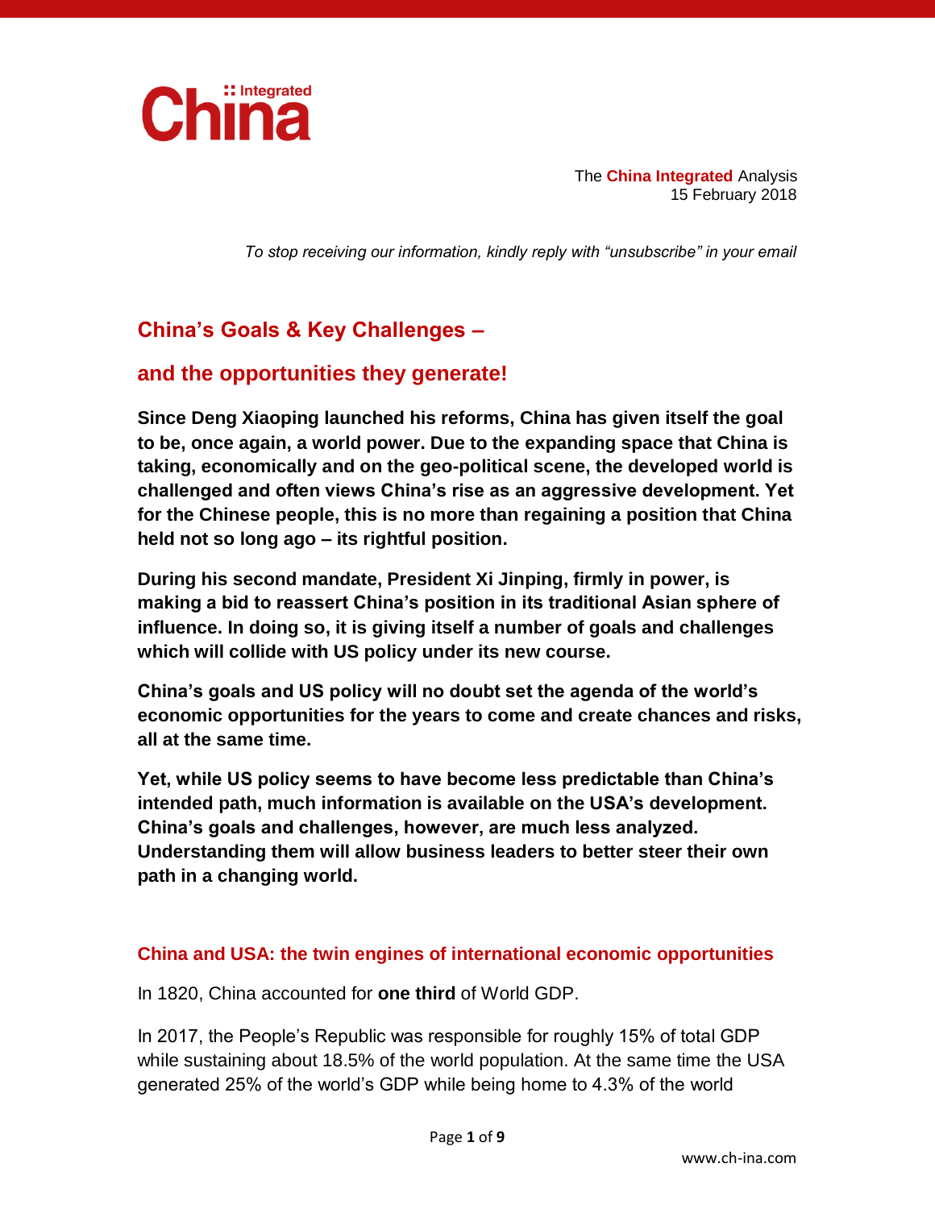China :: Integrated

The **China Integrated** Analysis
15 February 2018

*To stop receiving our information, kindly reply with "unsubscribe" in your email*

# China's Goals & Key Challenges –

# and the opportunities they generate!

**Since Deng Xiaoping launched his reforms, China has given itself the goal to be, once again, a world power. Due to the expanding space that China is taking, economically and on the geo-political scene, the developed world is challenged and often views China's rise as an aggressive development. Yet for the Chinese people, this is no more than regaining a position that China held not so long ago – its rightful position.**

**During his second mandate, President Xi Jinping, firmly in power, is making a bid to reassert China's position in its traditional Asian sphere of influence. In doing so, it is giving itself a number of goals and challenges which will collide with US policy under its new course.**

**China's goals and US policy will no doubt set the agenda of the world's economic opportunities for the years to come and create chances and risks, all at the same time.**

**Yet, while US policy seems to have become less predictable than China's intended path, much information is available on the USA's development. China's goals and challenges, however, are much less analyzed. Understanding them will allow business leaders to better steer their own path in a changing world.**

## China and USA: the twin engines of international economic opportunities

In 1820, China accounted for **one third** of World GDP.

In 2017, the People's Republic was responsible for roughly 15% of total GDP while sustaining about 18.5% of the world population. At the same time the USA generated 25% of the world's GDP while being home to 4.3% of the world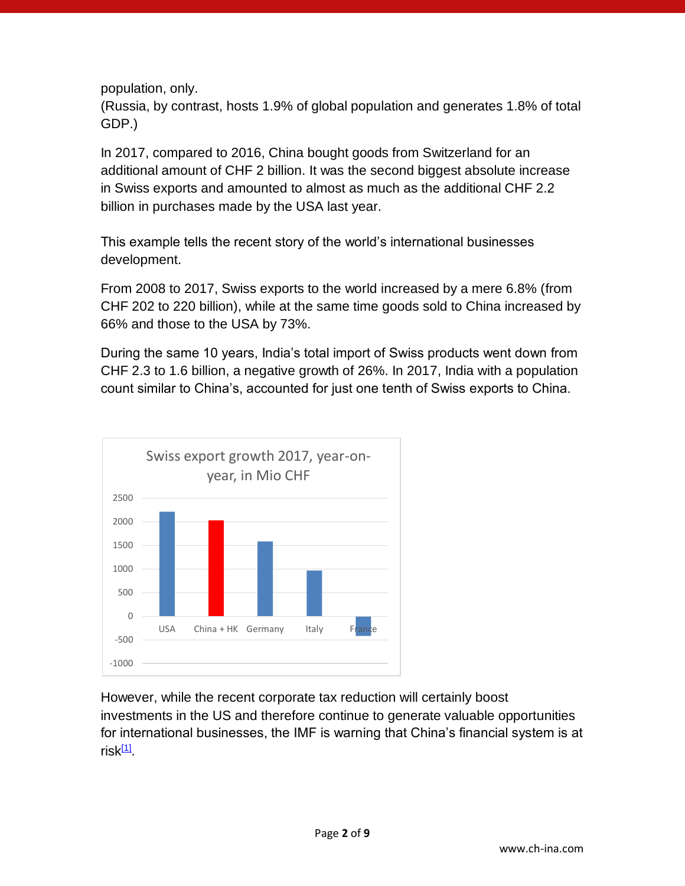population, only.
(Russia, by contrast, hosts 1.9% of global population and generates 1.8% of total GDP.)

In 2017, compared to 2016, China bought goods from Switzerland for an additional amount of CHF 2 billion. It was the second biggest absolute increase in Swiss exports and amounted to almost as much as the additional CHF 2.2 billion in purchases made by the USA last year.

This example tells the recent story of the world's international businesses development.

From 2008 to 2017, Swiss exports to the world increased by a mere 6.8% (from CHF 202 to 220 billion), while at the same time goods sold to China increased by 66% and those to the USA by 73%.

During the same 10 years, India's total import of Swiss products went down from CHF 2.3 to 1.6 billion, a negative growth of 26%. In 2017, India with a population count similar to China's, accounted for just one tenth of Swiss exports to China.

Swiss export growth 2017, year-on-year, in Mio CHF

However, while the recent corporate tax reduction will certainly boost investments in the US and therefore continue to generate valuable opportunities for international businesses, the IMF is warning that China's financial system is at risk[1].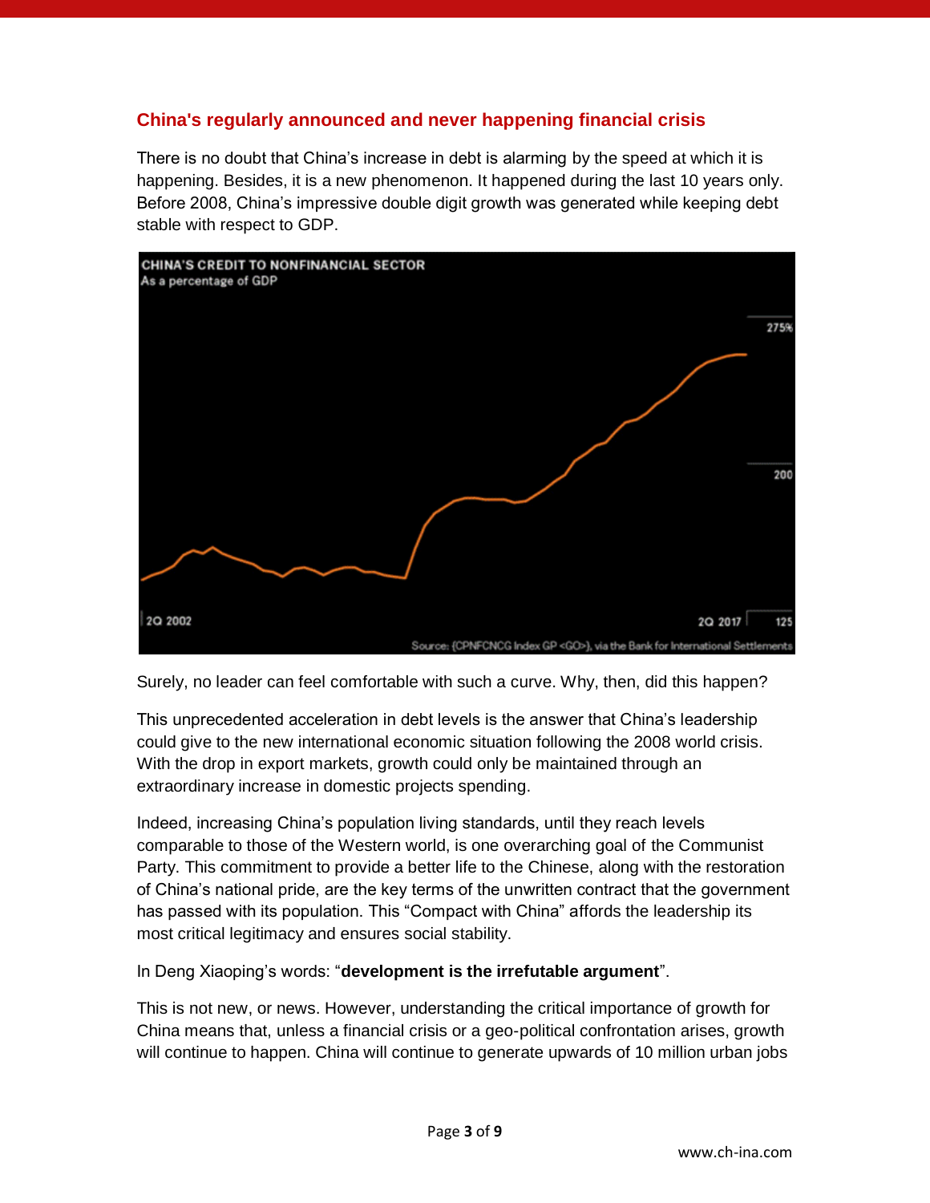## China's regularly announced and never happening financial crisis

There is no doubt that China's increase in debt is alarming by the speed at which it is happening. Besides, it is a new phenomenon. It happened during the last 10 years only. Before 2008, China's impressive double digit growth was generated while keeping debt stable with respect to GDP.

Surely, no leader can feel comfortable with such a curve. Why, then, did this happen?

This unprecedented acceleration in debt levels is the answer that China's leadership could give to the new international economic situation following the 2008 world crisis. With the drop in export markets, growth could only be maintained through an extraordinary increase in domestic projects spending.

Indeed, increasing China's population living standards, until they reach levels comparable to those of the Western world, is one overarching goal of the Communist Party. This commitment to provide a better life to the Chinese, along with the restoration of China's national pride, are the key terms of the unwritten contract that the government has passed with its population. This "Compact with China" affords the leadership its most critical legitimacy and ensures social stability.

In Deng Xiaoping's words: "**development is the irrefutable argument**".

This is not new, or news. However, understanding the critical importance of growth for China means that, unless a financial crisis or a geo-political confrontation arises, growth will continue to happen. China will continue to generate upwards of 10 million urban jobs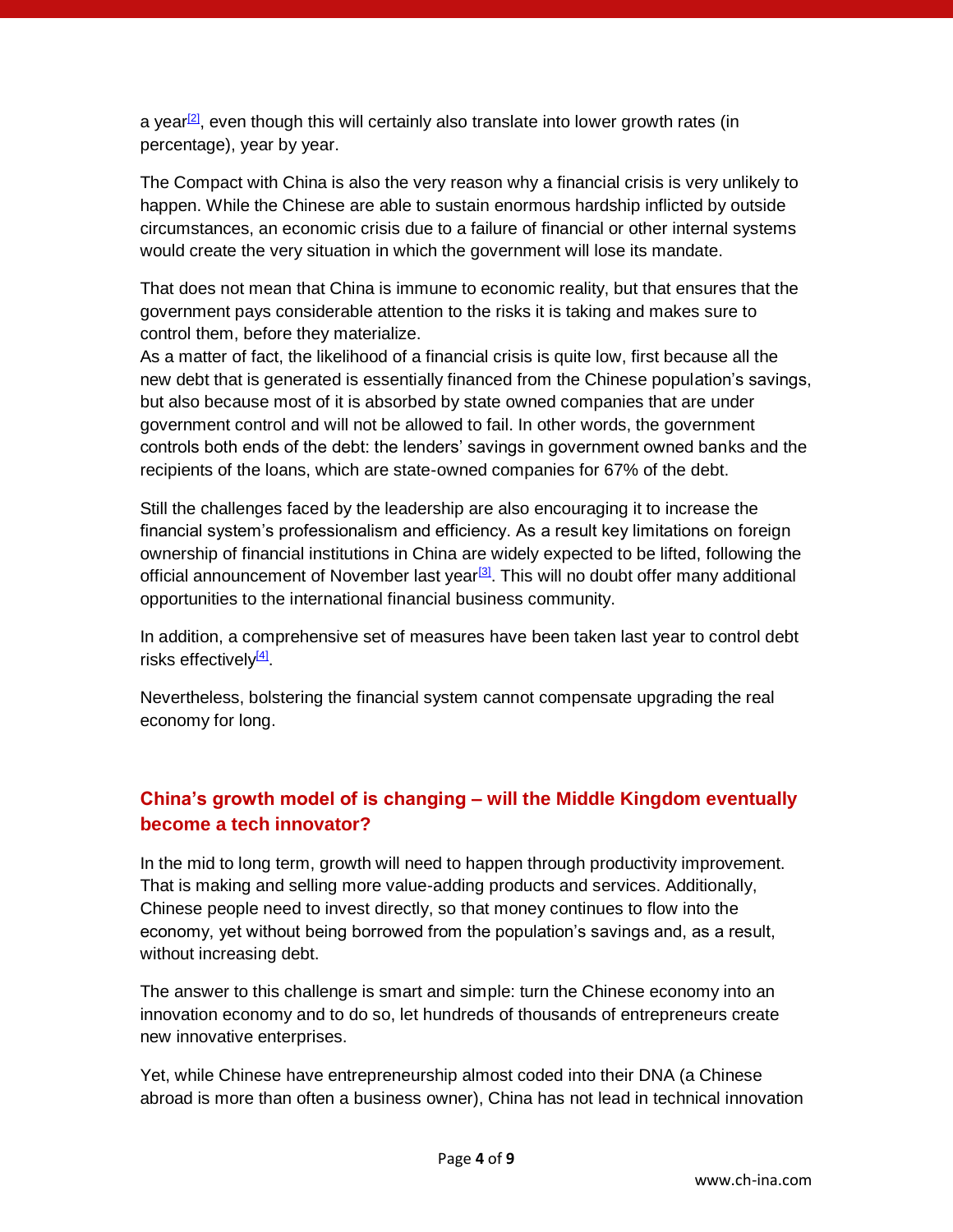a year[2], even though this will certainly also translate into lower growth rates (in percentage), year by year.

The Compact with China is also the very reason why a financial crisis is very unlikely to happen. While the Chinese are able to sustain enormous hardship inflicted by outside circumstances, an economic crisis due to a failure of financial or other internal systems would create the very situation in which the government will lose its mandate.

That does not mean that China is immune to economic reality, but that ensures that the government pays considerable attention to the risks it is taking and makes sure to control them, before they materialize.
As a matter of fact, the likelihood of a financial crisis is quite low, first because all the new debt that is generated is essentially financed from the Chinese population's savings, but also because most of it is absorbed by state owned companies that are under government control and will not be allowed to fail. In other words, the government controls both ends of the debt: the lenders' savings in government owned banks and the recipients of the loans, which are state-owned companies for 67% of the debt.

Still the challenges faced by the leadership are also encouraging it to increase the financial system's professionalism and efficiency. As a result key limitations on foreign ownership of financial institutions in China are widely expected to be lifted, following the official announcement of November last year[3]. This will no doubt offer many additional opportunities to the international financial business community.

In addition, a comprehensive set of measures have been taken last year to control debt risks effectively[4].

Nevertheless, bolstering the financial system cannot compensate upgrading the real economy for long.

## China's growth model of is changing – will the Middle Kingdom eventually become a tech innovator?

In the mid to long term, growth will need to happen through productivity improvement. That is making and selling more value-adding products and services. Additionally, Chinese people need to invest directly, so that money continues to flow into the economy, yet without being borrowed from the population's savings and, as a result, without increasing debt.

The answer to this challenge is smart and simple: turn the Chinese economy into an innovation economy and to do so, let hundreds of thousands of entrepreneurs create new innovative enterprises.

Yet, while Chinese have entrepreneurship almost coded into their DNA (a Chinese abroad is more than often a business owner), China has not lead in technical innovation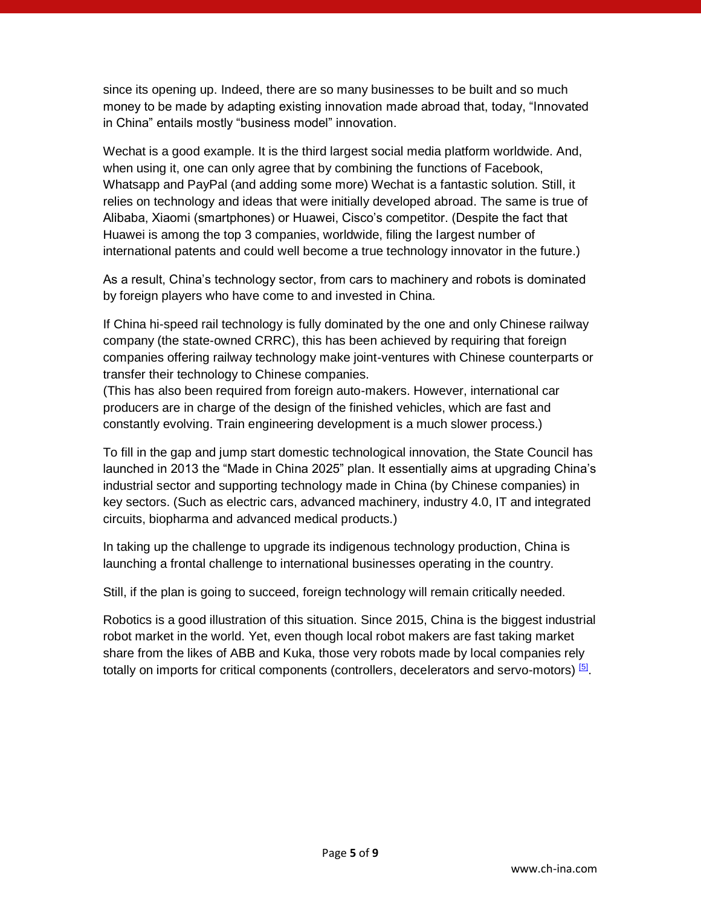since its opening up. Indeed, there are so many businesses to be built and so much money to be made by adapting existing innovation made abroad that, today, "Innovated in China" entails mostly "business model" innovation.

Wechat is a good example. It is the third largest social media platform worldwide. And, when using it, one can only agree that by combining the functions of Facebook, Whatsapp and PayPal (and adding some more) Wechat is a fantastic solution. Still, it relies on technology and ideas that were initially developed abroad. The same is true of Alibaba, Xiaomi (smartphones) or Huawei, Cisco's competitor. (Despite the fact that Huawei is among the top 3 companies, worldwide, filing the largest number of international patents and could well become a true technology innovator in the future.)

As a result, China's technology sector, from cars to machinery and robots is dominated by foreign players who have come to and invested in China.

If China hi-speed rail technology is fully dominated by the one and only Chinese railway company (the state-owned CRRC), this has been achieved by requiring that foreign companies offering railway technology make joint-ventures with Chinese counterparts or transfer their technology to Chinese companies.
(This has also been required from foreign auto-makers. However, international car producers are in charge of the design of the finished vehicles, which are fast and constantly evolving. Train engineering development is a much slower process.)

To fill in the gap and jump start domestic technological innovation, the State Council has launched in 2013 the "Made in China 2025" plan. It essentially aims at upgrading China's industrial sector and supporting technology made in China (by Chinese companies) in key sectors. (Such as electric cars, advanced machinery, industry 4.0, IT and integrated circuits, biopharma and advanced medical products.)

In taking up the challenge to upgrade its indigenous technology production, China is launching a frontal challenge to international businesses operating in the country.

Still, if the plan is going to succeed, foreign technology will remain critically needed.

Robotics is a good illustration of this situation. Since 2015, China is the biggest industrial robot market in the world. Yet, even though local robot makers are fast taking market share from the likes of ABB and Kuka, those very robots made by local companies rely totally on imports for critical components (controllers, decelerators and servo-motors) [5].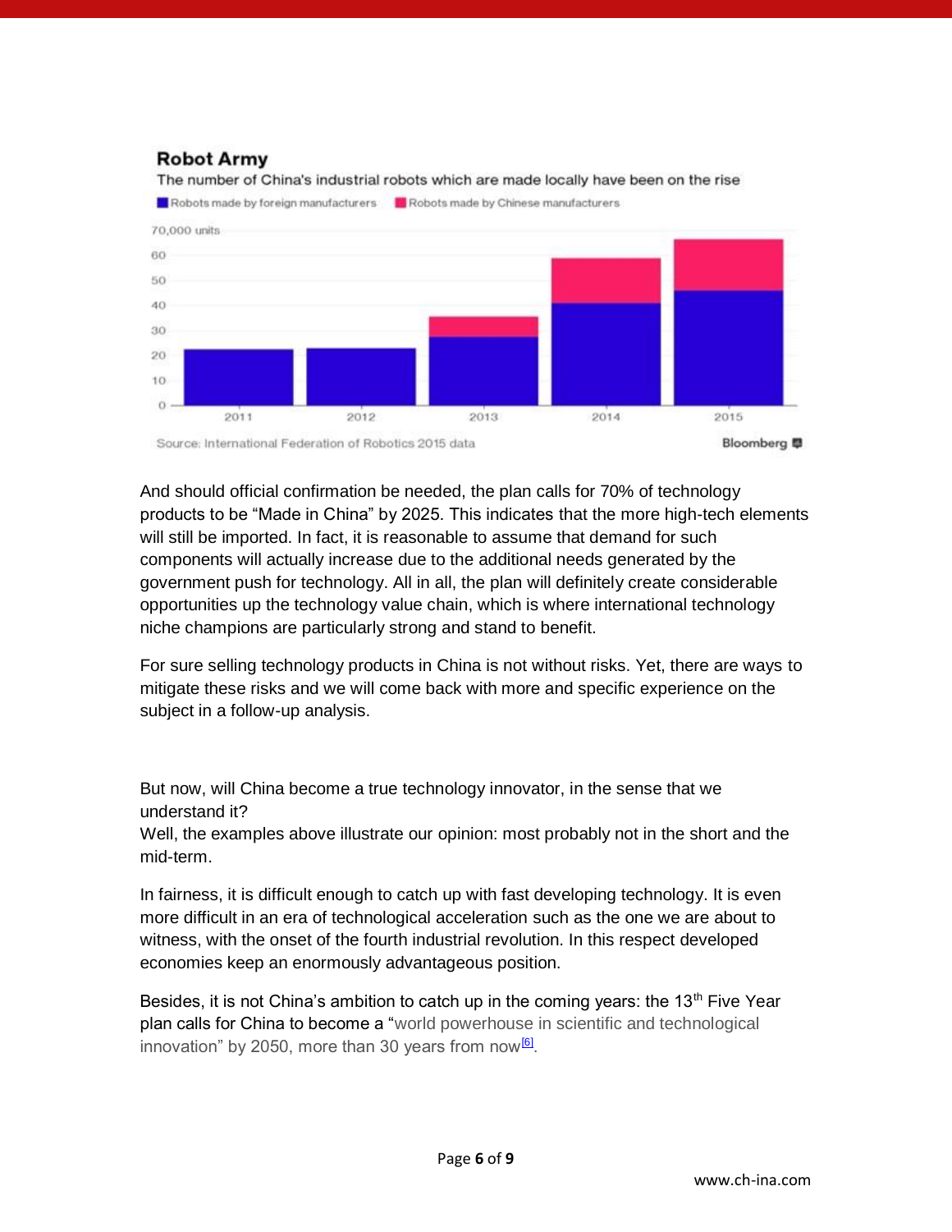**Robot Army**

The number of China's industrial robots which are made locally have been on the rise

Source: International Federation of Robotics 2015 data

And should official confirmation be needed, the plan calls for 70% of technology products to be "Made in China" by 2025. This indicates that the more high-tech elements will still be imported. In fact, it is reasonable to assume that demand for such components will actually increase due to the additional needs generated by the government push for technology. All in all, the plan will definitely create considerable opportunities up the technology value chain, which is where international technology niche champions are particularly strong and stand to benefit.

For sure selling technology products in China is not without risks. Yet, there are ways to mitigate these risks and we will come back with more and specific experience on the subject in a follow-up analysis.

But now, will China become a true technology innovator, in the sense that we understand it?
Well, the examples above illustrate our opinion: most probably not in the short and the mid-term.

In fairness, it is difficult enough to catch up with fast developing technology. It is even more difficult in an era of technological acceleration such as the one we are about to witness, with the onset of the fourth industrial revolution. In this respect developed economies keep an enormously advantageous position.

Besides, it is not China's ambition to catch up in the coming years: the 13th Five Year plan calls for China to become a "world powerhouse in scientific and technological innovation" by 2050, more than 30 years from now[6].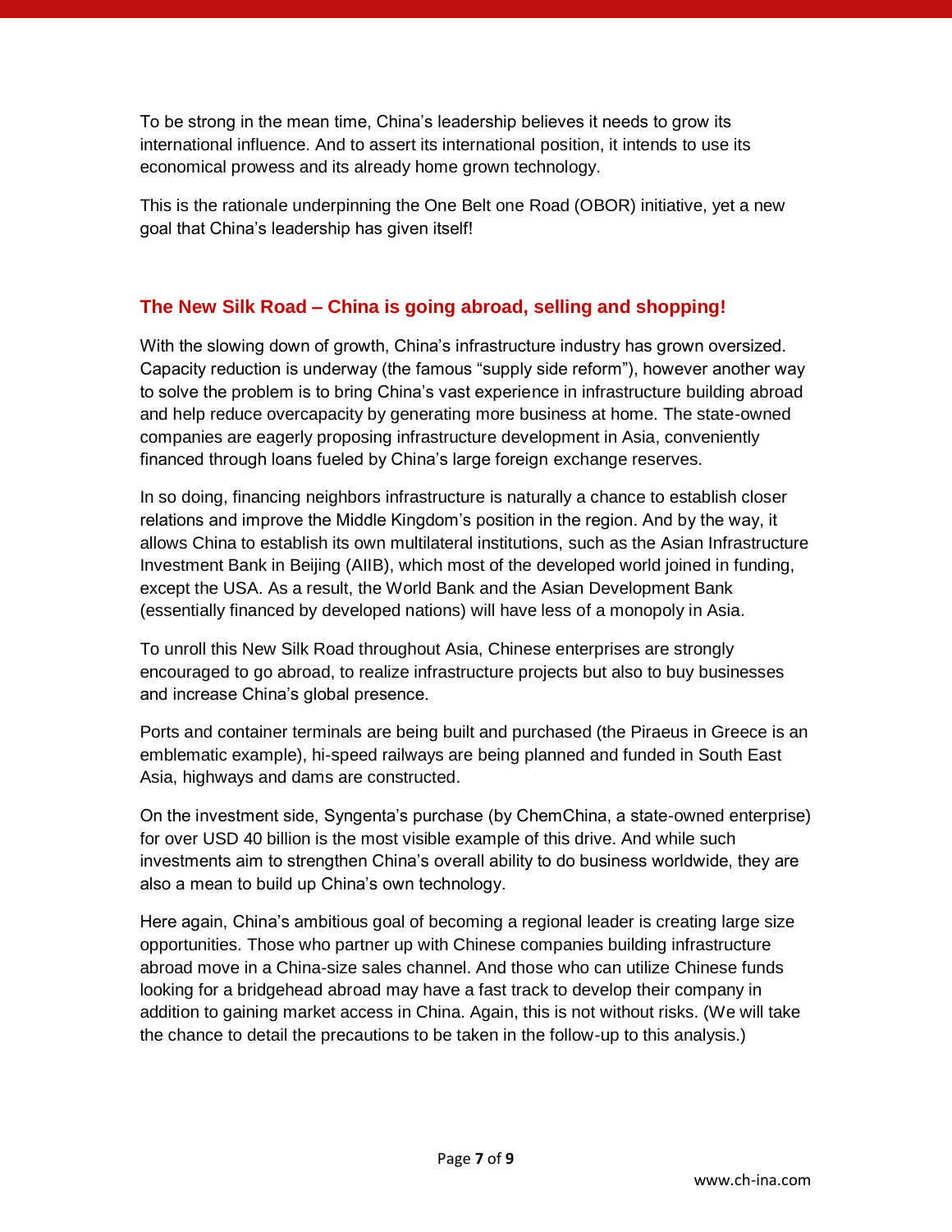To be strong in the mean time, China's leadership believes it needs to grow its international influence. And to assert its international position, it intends to use its economical prowess and its already home grown technology.

This is the rationale underpinning the One Belt one Road (OBOR) initiative, yet a new goal that China's leadership has given itself!

## The New Silk Road – China is going abroad, selling and shopping!

With the slowing down of growth, China's infrastructure industry has grown oversized. Capacity reduction is underway (the famous "supply side reform"), however another way to solve the problem is to bring China's vast experience in infrastructure building abroad and help reduce overcapacity by generating more business at home. The state-owned companies are eagerly proposing infrastructure development in Asia, conveniently financed through loans fueled by China's large foreign exchange reserves.

In so doing, financing neighbors infrastructure is naturally a chance to establish closer relations and improve the Middle Kingdom's position in the region. And by the way, it allows China to establish its own multilateral institutions, such as the Asian Infrastructure Investment Bank in Beijing (AIIB), which most of the developed world joined in funding, except the USA. As a result, the World Bank and the Asian Development Bank (essentially financed by developed nations) will have less of a monopoly in Asia.

To unroll this New Silk Road throughout Asia, Chinese enterprises are strongly encouraged to go abroad, to realize infrastructure projects but also to buy businesses and increase China's global presence.

Ports and container terminals are being built and purchased (the Piraeus in Greece is an emblematic example), hi-speed railways are being planned and funded in South East Asia, highways and dams are constructed.

On the investment side, Syngenta's purchase (by ChemChina, a state-owned enterprise) for over USD 40 billion is the most visible example of this drive. And while such investments aim to strengthen China's overall ability to do business worldwide, they are also a mean to build up China's own technology.

Here again, China's ambitious goal of becoming a regional leader is creating large size opportunities. Those who partner up with Chinese companies building infrastructure abroad move in a China-size sales channel. And those who can utilize Chinese funds looking for a bridgehead abroad may have a fast track to develop their company in addition to gaining market access in China. Again, this is not without risks. (We will take the chance to detail the precautions to be taken in the follow-up to this analysis.)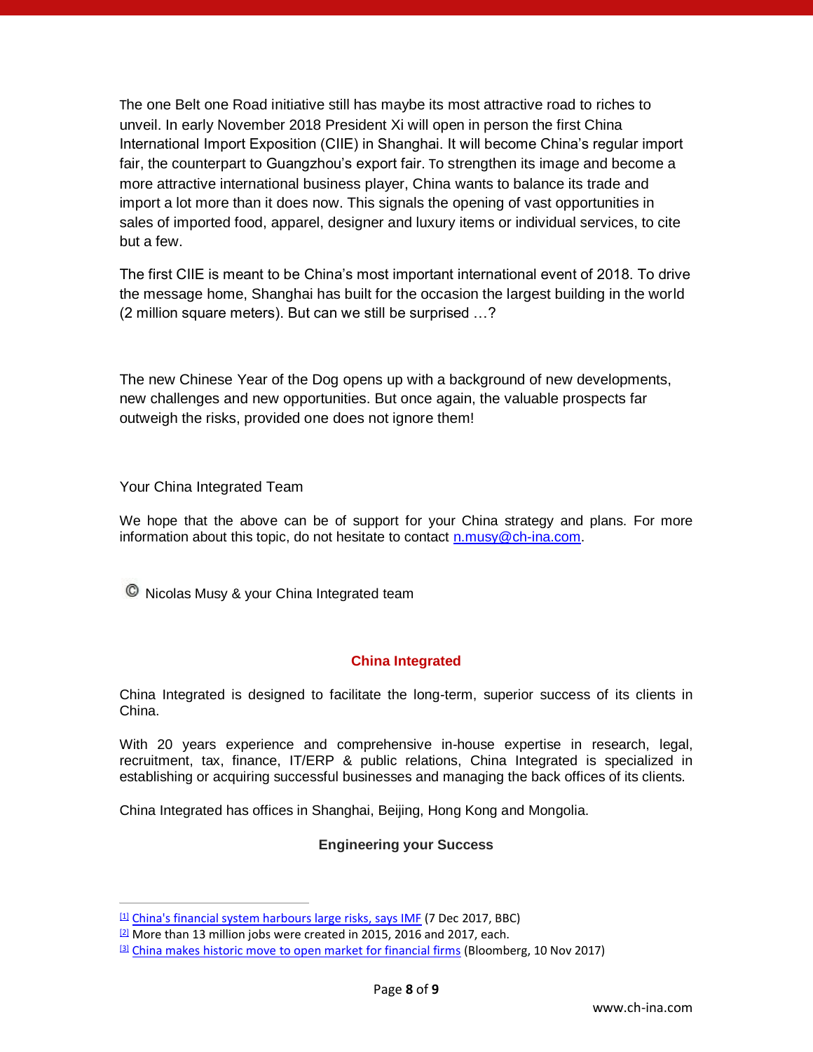The one Belt one Road initiative still has maybe its most attractive road to riches to unveil. In early November 2018 President Xi will open in person the first China International Import Exposition (CIIE) in Shanghai. It will become China's regular import fair, the counterpart to Guangzhou's export fair. To strengthen its image and become a more attractive international business player, China wants to balance its trade and import a lot more than it does now. This signals the opening of vast opportunities in sales of imported food, apparel, designer and luxury items or individual services, to cite but a few.

The first CIIE is meant to be China's most important international event of 2018. To drive the message home, Shanghai has built for the occasion the largest building in the world (2 million square meters). But can we still be surprised …?

The new Chinese Year of the Dog opens up with a background of new developments, new challenges and new opportunities. But once again, the valuable prospects far outweigh the risks, provided one does not ignore them!

Your China Integrated Team

We hope that the above can be of support for your China strategy and plans. For more information about this topic, do not hesitate to contact n.musy@ch-ina.com.

© Nicolas Musy & your China Integrated team

## China Integrated

China Integrated is designed to facilitate the long-term, superior success of its clients in China.

With 20 years experience and comprehensive in-house expertise in research, legal, recruitment, tax, finance, IT/ERP & public relations, China Integrated is specialized in establishing or acquiring successful businesses and managing the back offices of its clients.

China Integrated has offices in Shanghai, Beijing, Hong Kong and Mongolia.

**Engineering your Success**

---

[1] China's financial system harbours large risks, says IMF (7 Dec 2017, BBC)

[2] More than 13 million jobs were created in 2015, 2016 and 2017, each.

[3] China makes historic move to open market for financial firms (Bloomberg, 10 Nov 2017)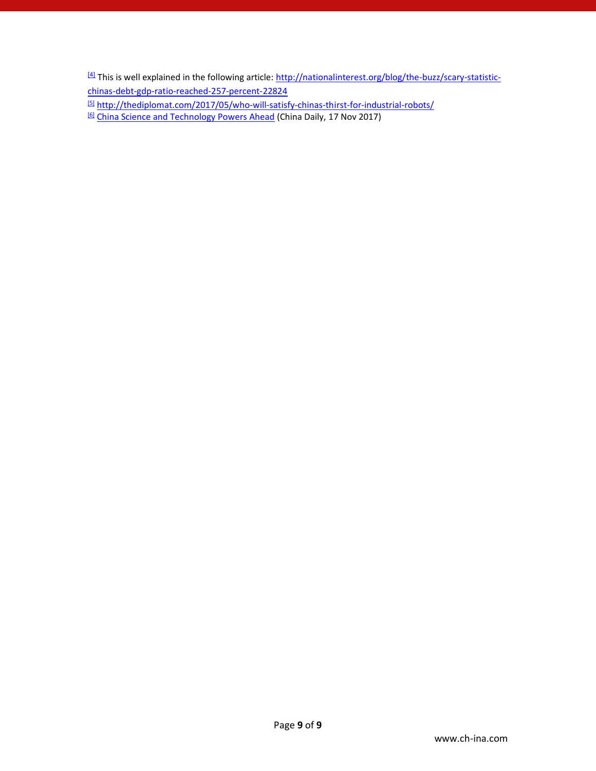[4] This is well explained in the following article: http://nationalinterest.org/blog/the-buzz/scary-statistic-chinas-debt-gdp-ratio-reached-257-percent-22824

[5] http://thediplomat.com/2017/05/who-will-satisfy-chinas-thirst-for-industrial-robots/

[6] China Science and Technology Powers Ahead (China Daily, 17 Nov 2017)